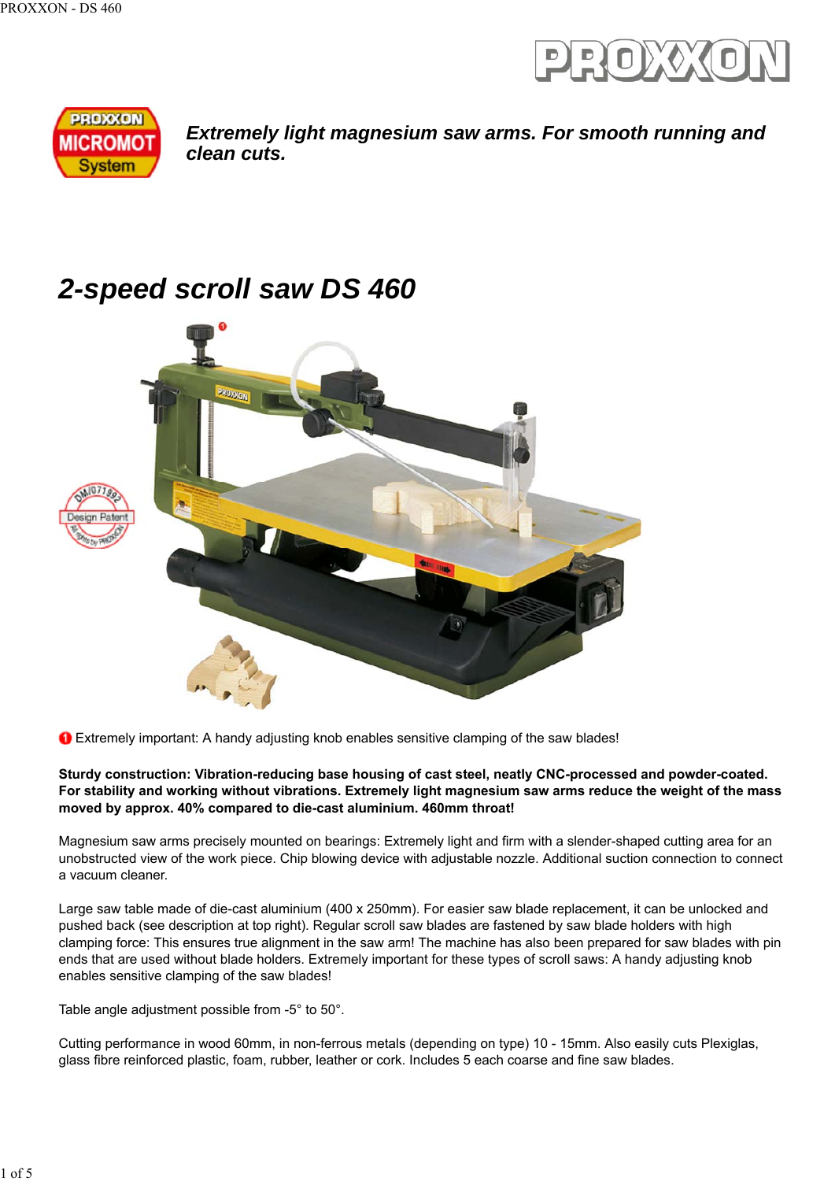***Extremely light magnesium saw arms. For smooth running and clean cuts.***

# *2-speed scroll saw DS 460*

❶ Extremely important: A handy adjusting knob enables sensitive clamping of the saw blades!

**Sturdy construction: Vibration-reducing base housing of cast steel, neatly CNC-processed and powder-coated. For stability and working without vibrations. Extremely light magnesium saw arms reduce the weight of the mass moved by approx. 40% compared to die-cast aluminium. 460mm throat!**

Magnesium saw arms precisely mounted on bearings: Extremely light and firm with a slender-shaped cutting area for an unobstructed view of the work piece. Chip blowing device with adjustable nozzle. Additional suction connection to connect a vacuum cleaner.

Large saw table made of die-cast aluminium (400 x 250mm). For easier saw blade replacement, it can be unlocked and pushed back (see description at top right). Regular scroll saw blades are fastened by saw blade holders with high clamping force: This ensures true alignment in the saw arm! The machine has also been prepared for saw blades with pin ends that are used without blade holders. Extremely important for these types of scroll saws: A handy adjusting knob enables sensitive clamping of the saw blades!

Table angle adjustment possible from -5° to 50°.

Cutting performance in wood 60mm, in non-ferrous metals (depending on type) 10 - 15mm. Also easily cuts Plexiglas, glass fibre reinforced plastic, foam, rubber, leather or cork. Includes 5 each coarse and fine saw blades.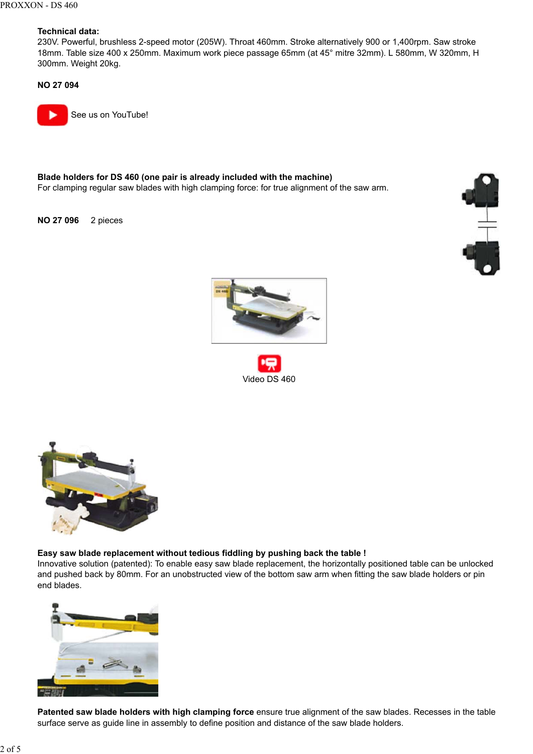**Technical data:**
230V. Powerful, brushless 2-speed motor (205W). Throat 460mm. Stroke alternatively 900 or 1,400rpm. Saw stroke 18mm. Table size 400 x 250mm. Maximum work piece passage 65mm (at 45° mitre 32mm). L 580mm, W 320mm, H 300mm. Weight 20kg.

**NO 27 094**

See us on YouTube!

**Blade holders for DS 460 (one pair is already included with the machine)**
For clamping regular saw blades with high clamping force: for true alignment of the saw arm.

**NO 27 096** 2 pieces

Video DS 460

**Easy saw blade replacement without tedious fiddling by pushing back the table !**
Innovative solution (patented): To enable easy saw blade replacement, the horizontally positioned table can be unlocked and pushed back by 80mm. For an unobstructed view of the bottom saw arm when fitting the saw blade holders or pin end blades.

**Patented saw blade holders with high clamping force** ensure true alignment of the saw blades. Recesses in the table surface serve as guide line in assembly to define position and distance of the saw blade holders.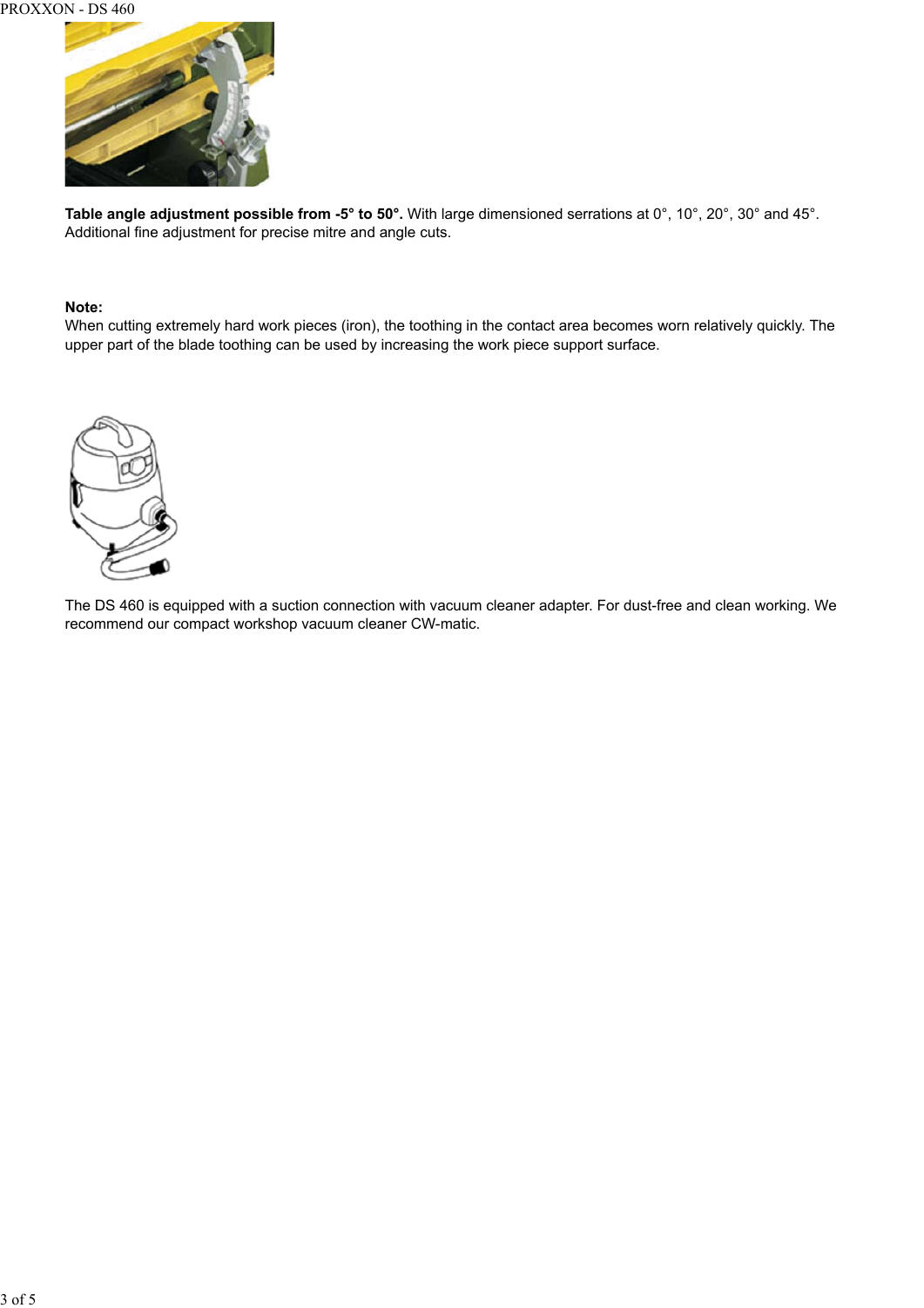**Table angle adjustment possible from -5° to 50°.** With large dimensioned serrations at 0°, 10°, 20°, 30° and 45°. Additional fine adjustment for precise mitre and angle cuts.

**Note:**
When cutting extremely hard work pieces (iron), the toothing in the contact area becomes worn relatively quickly. The upper part of the blade toothing can be used by increasing the work piece support surface.

The DS 460 is equipped with a suction connection with vacuum cleaner adapter. For dust-free and clean working. We recommend our compact workshop vacuum cleaner CW-matic.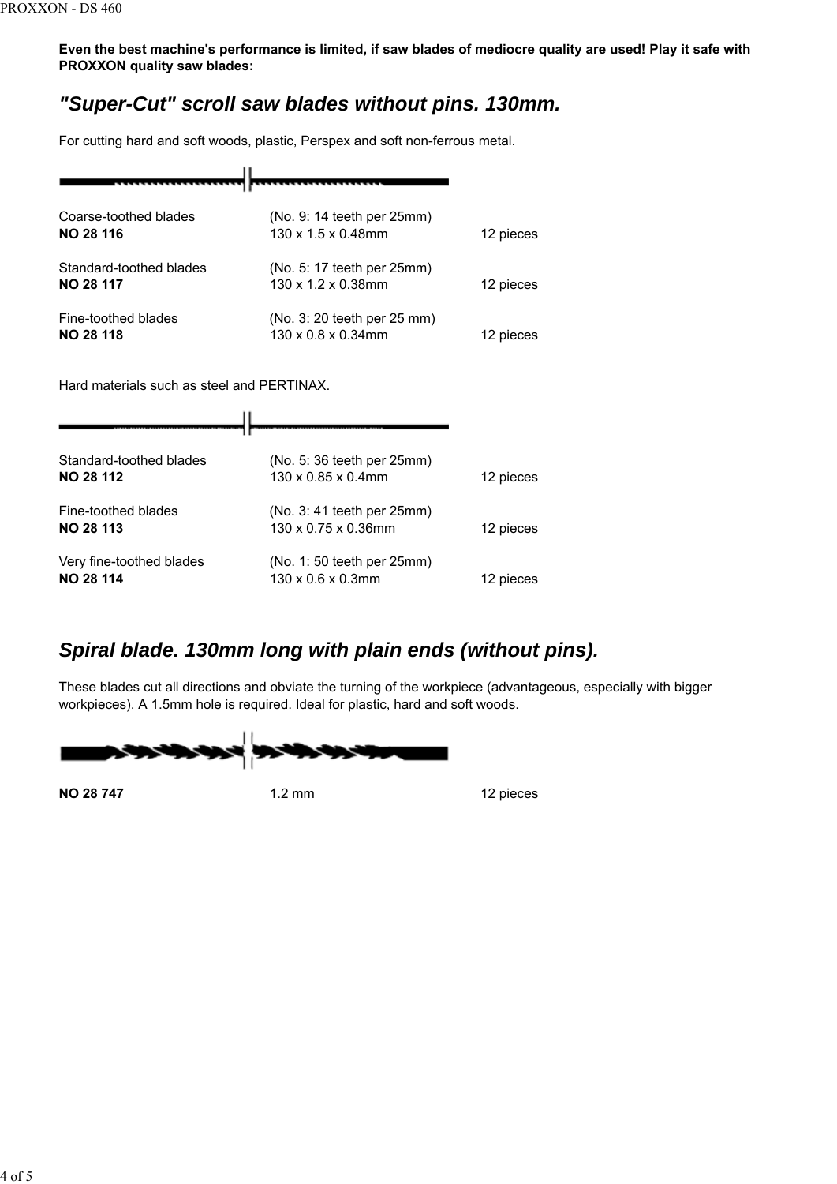**Even the best machine's performance is limited, if saw blades of mediocre quality are used! Play it safe with PROXXON quality saw blades:**

## *"Super-Cut" scroll saw blades without pins. 130mm.*

For cutting hard and soft woods, plastic, Perspex and soft non-ferrous metal.

| | | |
|---|---|---|
| Coarse-toothed blades | (No. 9: 14 teeth per 25mm) | |
| **NO 28 116** | 130 x 1.5 x 0.48mm | 12 pieces |
| Standard-toothed blades | (No. 5: 17 teeth per 25mm) | |
| **NO 28 117** | 130 x 1.2 x 0.38mm | 12 pieces |
| Fine-toothed blades | (No. 3: 20 teeth per 25 mm) | |
| **NO 28 118** | 130 x 0.8 x 0.34mm | 12 pieces |

Hard materials such as steel and PERTINAX.

| | | |
|---|---|---|
| Standard-toothed blades | (No. 5: 36 teeth per 25mm) | |
| **NO 28 112** | 130 x 0.85 x 0.4mm | 12 pieces |
| Fine-toothed blades | (No. 3: 41 teeth per 25mm) | |
| **NO 28 113** | 130 x 0.75 x 0.36mm | 12 pieces |
| Very fine-toothed blades | (No. 1: 50 teeth per 25mm) | |
| **NO 28 114** | 130 x 0.6 x 0.3mm | 12 pieces |

## *Spiral blade. 130mm long with plain ends (without pins).*

These blades cut all directions and obviate the turning of the workpiece (advantageous, especially with bigger workpieces). A 1.5mm hole is required. Ideal for plastic, hard and soft woods.

| | | |
|---|---|---|
| **NO 28 747** | 1.2 mm | 12 pieces |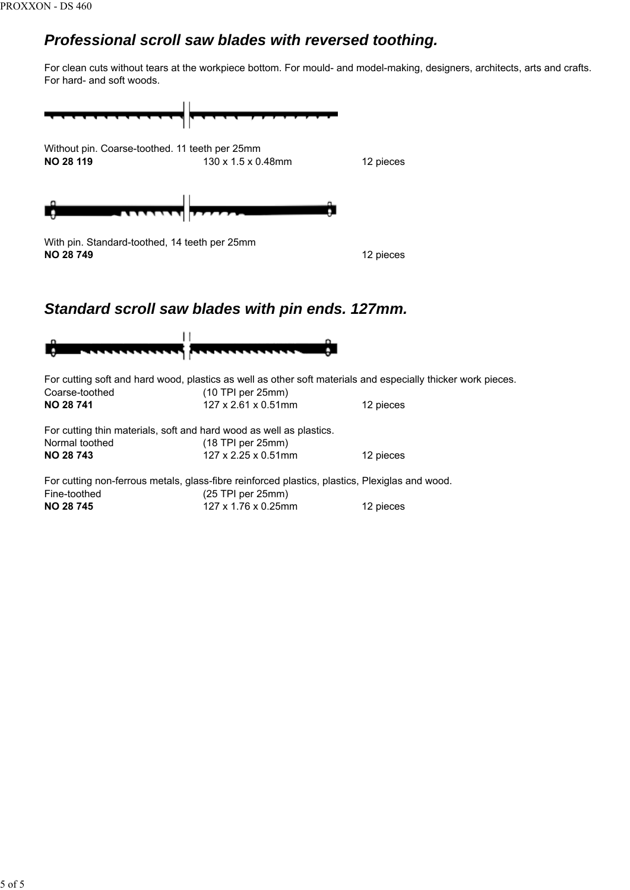## *Professional scroll saw blades with reversed toothing.*

For clean cuts without tears at the workpiece bottom. For mould- and model-making, designers, architects, arts and crafts. For hard- and soft woods.

Without pin. Coarse-toothed. 11 teeth per 25mm

| | | |
|---|---|---|
| **NO 28 119** | 130 x 1.5 x 0.48mm | 12 pieces |

With pin. Standard-toothed, 14 teeth per 25mm

| | | |
|---|---|---|
| **NO 28 749** | | 12 pieces |

## *Standard scroll saw blades with pin ends. 127mm.*

For cutting soft and hard wood, plastics as well as other soft materials and especially thicker work pieces.

| | | |
|---|---|---|
| Coarse-toothed | (10 TPI per 25mm) | |
| **NO 28 741** | 127 x 2.61 x 0.51mm | 12 pieces |

For cutting thin materials, soft and hard wood as well as plastics.

| | | |
|---|---|---|
| Normal toothed | (18 TPI per 25mm) | |
| **NO 28 743** | 127 x 2.25 x 0.51mm | 12 pieces |

For cutting non-ferrous metals, glass-fibre reinforced plastics, plastics, Plexiglas and wood.

| | | |
|---|---|---|
| Fine-toothed | (25 TPI per 25mm) | |
| **NO 28 745** | 127 x 1.76 x 0.25mm | 12 pieces |